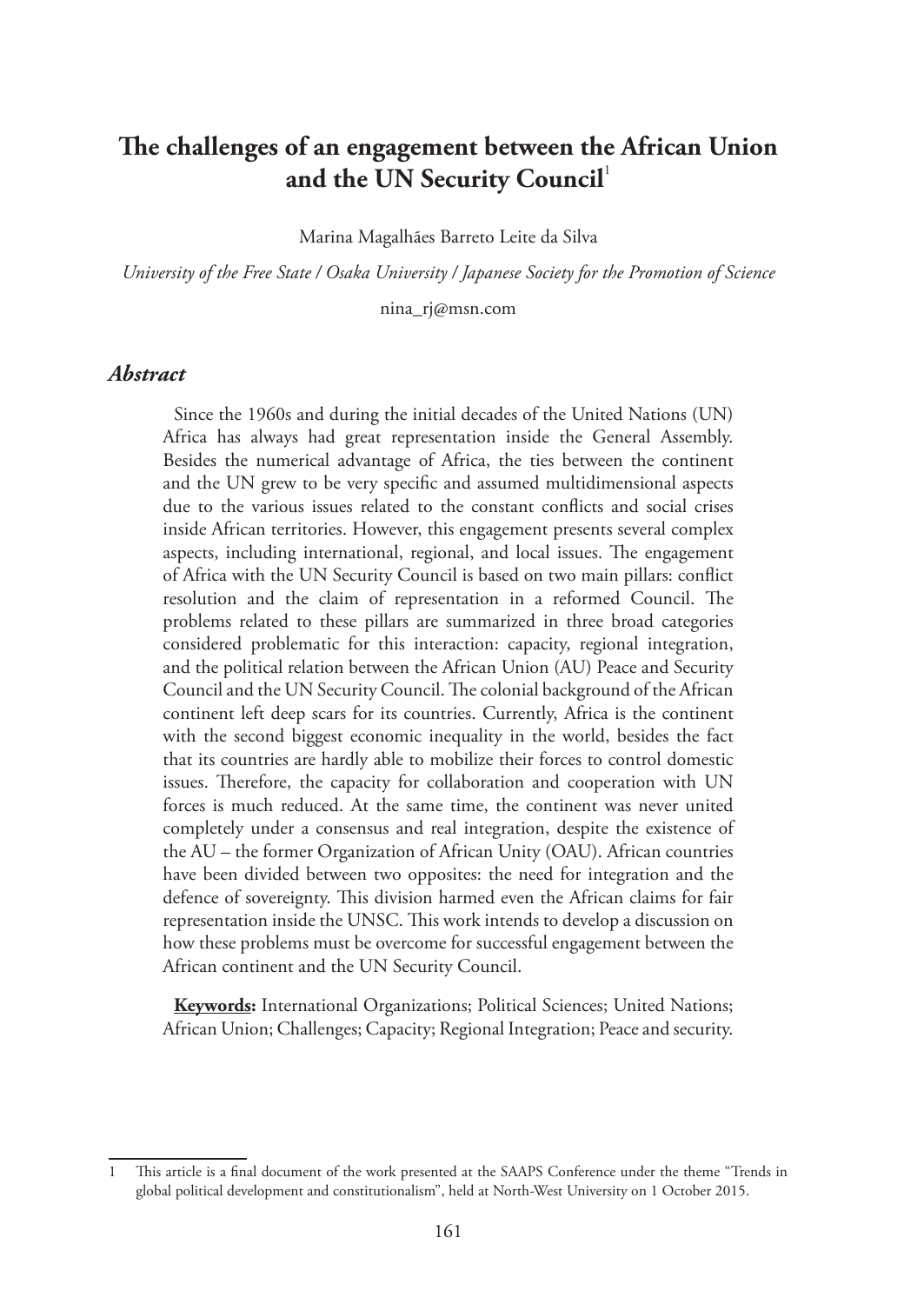# The challenges of an engagement between the African Union and the UN Security Council[1]

Marina Magalhães Barreto Leite da Silva

*University of the Free State / Osaka University / Japanese Society for the Promotion of Science*

nina_rj@msn.com

## *Abstract*

Since the 1960s and during the initial decades of the United Nations (UN) Africa has always had great representation inside the General Assembly. Besides the numerical advantage of Africa, the ties between the continent and the UN grew to be very specific and assumed multidimensional aspects due to the various issues related to the constant conflicts and social crises inside African territories. However, this engagement presents several complex aspects, including international, regional, and local issues. The engagement of Africa with the UN Security Council is based on two main pillars: conflict resolution and the claim of representation in a reformed Council. The problems related to these pillars are summarized in three broad categories considered problematic for this interaction: capacity, regional integration, and the political relation between the African Union (AU) Peace and Security Council and the UN Security Council. The colonial background of the African continent left deep scars for its countries. Currently, Africa is the continent with the second biggest economic inequality in the world, besides the fact that its countries are hardly able to mobilize their forces to control domestic issues. Therefore, the capacity for collaboration and cooperation with UN forces is much reduced. At the same time, the continent was never united completely under a consensus and real integration, despite the existence of the AU – the former Organization of African Unity (OAU). African countries have been divided between two opposites: the need for integration and the defence of sovereignty. This division harmed even the African claims for fair representation inside the UNSC. This work intends to develop a discussion on how these problems must be overcome for successful engagement between the African continent and the UN Security Council.

**Keywords:** International Organizations; Political Sciences; United Nations; African Union; Challenges; Capacity; Regional Integration; Peace and security.

---

1 This article is a final document of the work presented at the SAAPS Conference under the theme "Trends in global political development and constitutionalism", held at North-West University on 1 October 2015.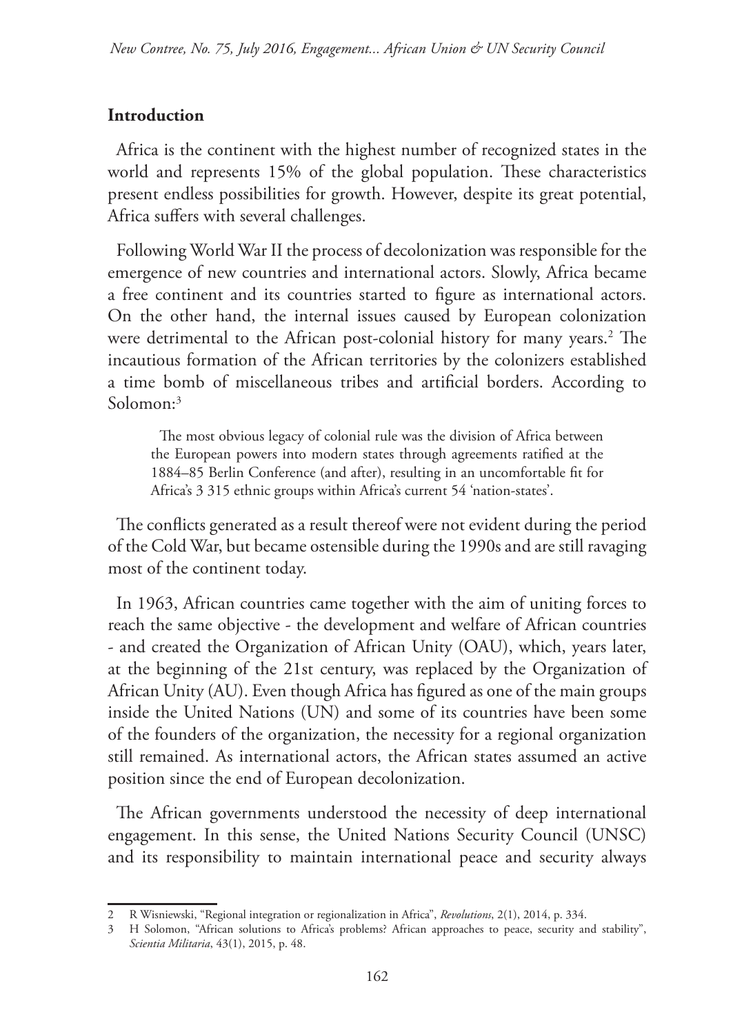## Introduction

Africa is the continent with the highest number of recognized states in the world and represents 15% of the global population. These characteristics present endless possibilities for growth. However, despite its great potential, Africa suffers with several challenges.

Following World War II the process of decolonization was responsible for the emergence of new countries and international actors. Slowly, Africa became a free continent and its countries started to figure as international actors. On the other hand, the internal issues caused by European colonization were detrimental to the African post-colonial history for many years.[2] The incautious formation of the African territories by the colonizers established a time bomb of miscellaneous tribes and artificial borders. According to Solomon:[3]

> The most obvious legacy of colonial rule was the division of Africa between the European powers into modern states through agreements ratified at the 1884–85 Berlin Conference (and after), resulting in an uncomfortable fit for Africa's 3 315 ethnic groups within Africa's current 54 'nation-states'.

The conflicts generated as a result thereof were not evident during the period of the Cold War, but became ostensible during the 1990s and are still ravaging most of the continent today.

In 1963, African countries came together with the aim of uniting forces to reach the same objective - the development and welfare of African countries - and created the Organization of African Unity (OAU), which, years later, at the beginning of the 21st century, was replaced by the Organization of African Unity (AU). Even though Africa has figured as one of the main groups inside the United Nations (UN) and some of its countries have been some of the founders of the organization, the necessity for a regional organization still remained. As international actors, the African states assumed an active position since the end of European decolonization.

The African governments understood the necessity of deep international engagement. In this sense, the United Nations Security Council (UNSC) and its responsibility to maintain international peace and security always

---

2 R Wisniewski, "Regional integration or regionalization in Africa", *Revolutions*, 2(1), 2014, p. 334.

3 H Solomon, "African solutions to Africa's problems? African approaches to peace, security and stability", *Scientia Militaria*, 43(1), 2015, p. 48.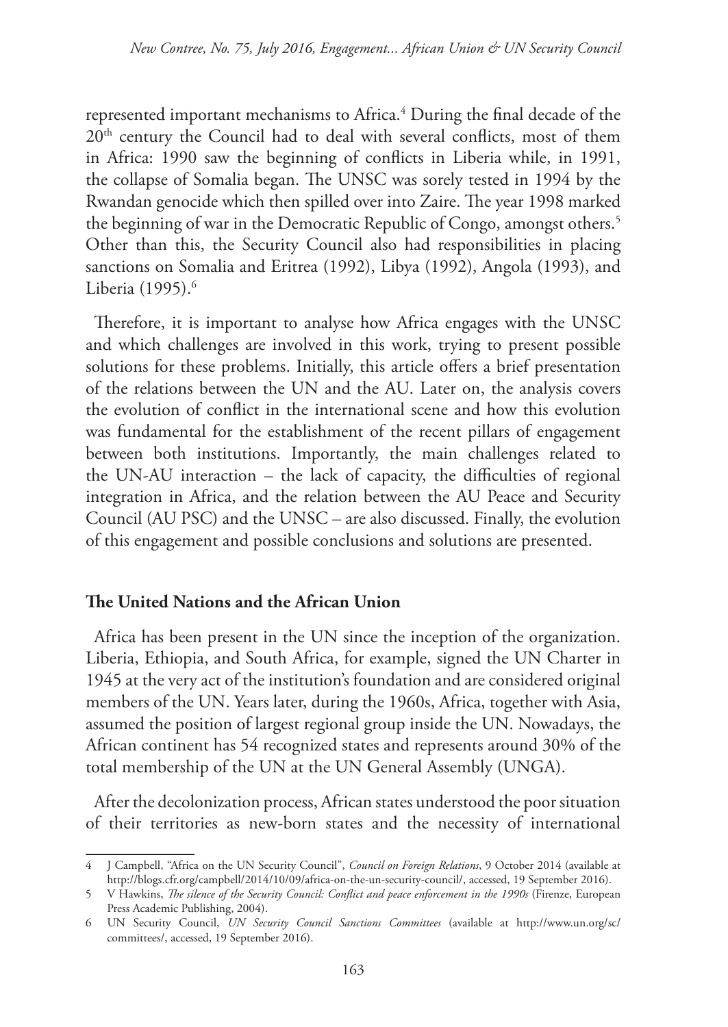represented important mechanisms to Africa.[4] During the final decade of the 20th century the Council had to deal with several conflicts, most of them in Africa: 1990 saw the beginning of conflicts in Liberia while, in 1991, the collapse of Somalia began. The UNSC was sorely tested in 1994 by the Rwandan genocide which then spilled over into Zaire. The year 1998 marked the beginning of war in the Democratic Republic of Congo, amongst others.[5] Other than this, the Security Council also had responsibilities in placing sanctions on Somalia and Eritrea (1992), Libya (1992), Angola (1993), and Liberia (1995).[6]

Therefore, it is important to analyse how Africa engages with the UNSC and which challenges are involved in this work, trying to present possible solutions for these problems. Initially, this article offers a brief presentation of the relations between the UN and the AU. Later on, the analysis covers the evolution of conflict in the international scene and how this evolution was fundamental for the establishment of the recent pillars of engagement between both institutions. Importantly, the main challenges related to the UN-AU interaction – the lack of capacity, the difficulties of regional integration in Africa, and the relation between the AU Peace and Security Council (AU PSC) and the UNSC – are also discussed. Finally, the evolution of this engagement and possible conclusions and solutions are presented.

## The United Nations and the African Union

Africa has been present in the UN since the inception of the organization. Liberia, Ethiopia, and South Africa, for example, signed the UN Charter in 1945 at the very act of the institution's foundation and are considered original members of the UN. Years later, during the 1960s, Africa, together with Asia, assumed the position of largest regional group inside the UN. Nowadays, the African continent has 54 recognized states and represents around 30% of the total membership of the UN at the UN General Assembly (UNGA).

After the decolonization process, African states understood the poor situation of their territories as new-born states and the necessity of international

---

4 J Campbell, "Africa on the UN Security Council", *Council on Foreign Relations*, 9 October 2014 (available at http://blogs.cfr.org/campbell/2014/10/09/africa-on-the-un-security-council/, accessed, 19 September 2016).

5 V Hawkins, *The silence of the Security Council: Conflict and peace enforcement in the 1990s* (Firenze, European Press Academic Publishing, 2004).

6 UN Security Council, *UN Security Council Sanctions Committees* (available at http://www.un.org/sc/committees/, accessed, 19 September 2016).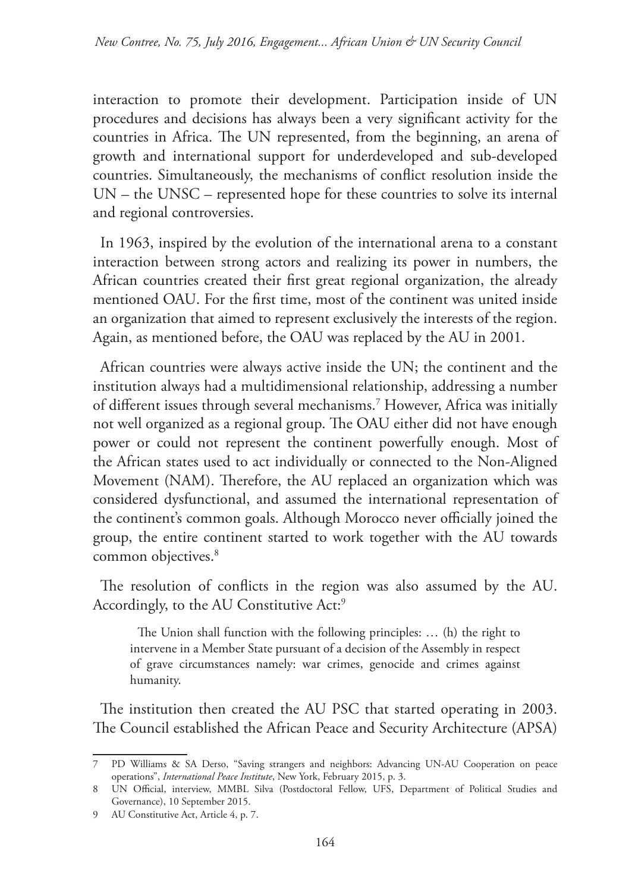interaction to promote their development. Participation inside of UN procedures and decisions has always been a very significant activity for the countries in Africa. The UN represented, from the beginning, an arena of growth and international support for underdeveloped and sub-developed countries. Simultaneously, the mechanisms of conflict resolution inside the UN – the UNSC – represented hope for these countries to solve its internal and regional controversies.

In 1963, inspired by the evolution of the international arena to a constant interaction between strong actors and realizing its power in numbers, the African countries created their first great regional organization, the already mentioned OAU. For the first time, most of the continent was united inside an organization that aimed to represent exclusively the interests of the region. Again, as mentioned before, the OAU was replaced by the AU in 2001.

African countries were always active inside the UN; the continent and the institution always had a multidimensional relationship, addressing a number of different issues through several mechanisms.[7] However, Africa was initially not well organized as a regional group. The OAU either did not have enough power or could not represent the continent powerfully enough. Most of the African states used to act individually or connected to the Non-Aligned Movement (NAM). Therefore, the AU replaced an organization which was considered dysfunctional, and assumed the international representation of the continent's common goals. Although Morocco never officially joined the group, the entire continent started to work together with the AU towards common objectives.[8]

The resolution of conflicts in the region was also assumed by the AU. Accordingly, to the AU Constitutive Act:[9]

> The Union shall function with the following principles: … (h) the right to intervene in a Member State pursuant of a decision of the Assembly in respect of grave circumstances namely: war crimes, genocide and crimes against humanity.

The institution then created the AU PSC that started operating in 2003. The Council established the African Peace and Security Architecture (APSA)

---

7 PD Williams & SA Derso, "Saving strangers and neighbors: Advancing UN-AU Cooperation on peace operations", *International Peace Institute*, New York, February 2015, p. 3.

8 UN Official, interview, MMBL Silva (Postdoctoral Fellow, UFS, Department of Political Studies and Governance), 10 September 2015.

9 AU Constitutive Act, Article 4, p. 7.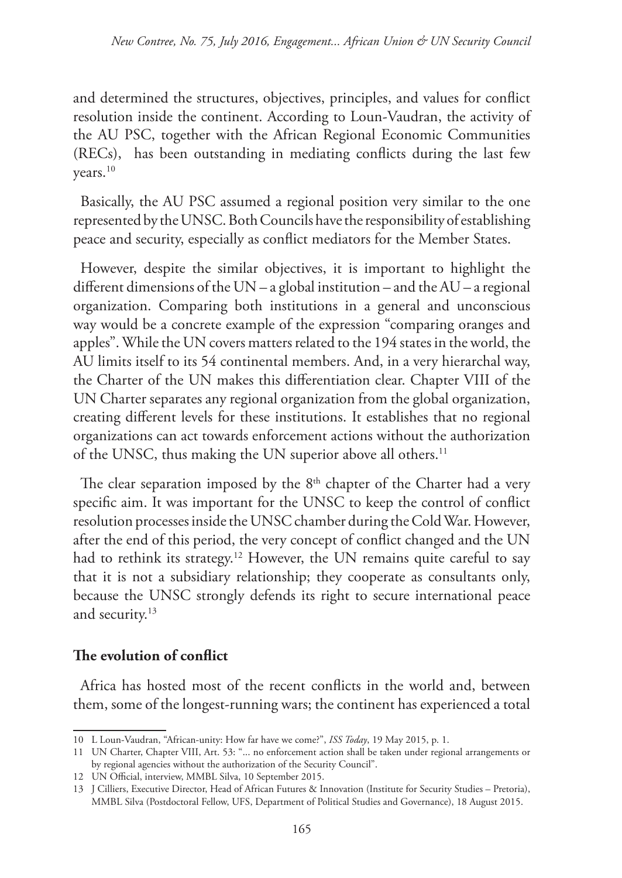and determined the structures, objectives, principles, and values for conflict resolution inside the continent. According to Loun-Vaudran, the activity of the AU PSC, together with the African Regional Economic Communities (RECs), has been outstanding in mediating conflicts during the last few years.[10]

Basically, the AU PSC assumed a regional position very similar to the one represented by the UNSC. Both Councils have the responsibility of establishing peace and security, especially as conflict mediators for the Member States.

However, despite the similar objectives, it is important to highlight the different dimensions of the UN – a global institution – and the AU – a regional organization. Comparing both institutions in a general and unconscious way would be a concrete example of the expression "comparing oranges and apples". While the UN covers matters related to the 194 states in the world, the AU limits itself to its 54 continental members. And, in a very hierarchal way, the Charter of the UN makes this differentiation clear. Chapter VIII of the UN Charter separates any regional organization from the global organization, creating different levels for these institutions. It establishes that no regional organizations can act towards enforcement actions without the authorization of the UNSC, thus making the UN superior above all others.[11]

The clear separation imposed by the 8th chapter of the Charter had a very specific aim. It was important for the UNSC to keep the control of conflict resolution processes inside the UNSC chamber during the Cold War. However, after the end of this period, the very concept of conflict changed and the UN had to rethink its strategy.[12] However, the UN remains quite careful to say that it is not a subsidiary relationship; they cooperate as consultants only, because the UNSC strongly defends its right to secure international peace and security.[13]

## The evolution of conflict

Africa has hosted most of the recent conflicts in the world and, between them, some of the longest-running wars; the continent has experienced a total

---

10 L Loun-Vaudran, "African-unity: How far have we come?", *ISS Today*, 19 May 2015, p. 1.

11 UN Charter, Chapter VIII, Art. 53: "... no enforcement action shall be taken under regional arrangements or by regional agencies without the authorization of the Security Council".

12 UN Official, interview, MMBL Silva, 10 September 2015.

13 J Cilliers, Executive Director, Head of African Futures & Innovation (Institute for Security Studies – Pretoria), MMBL Silva (Postdoctoral Fellow, UFS, Department of Political Studies and Governance), 18 August 2015.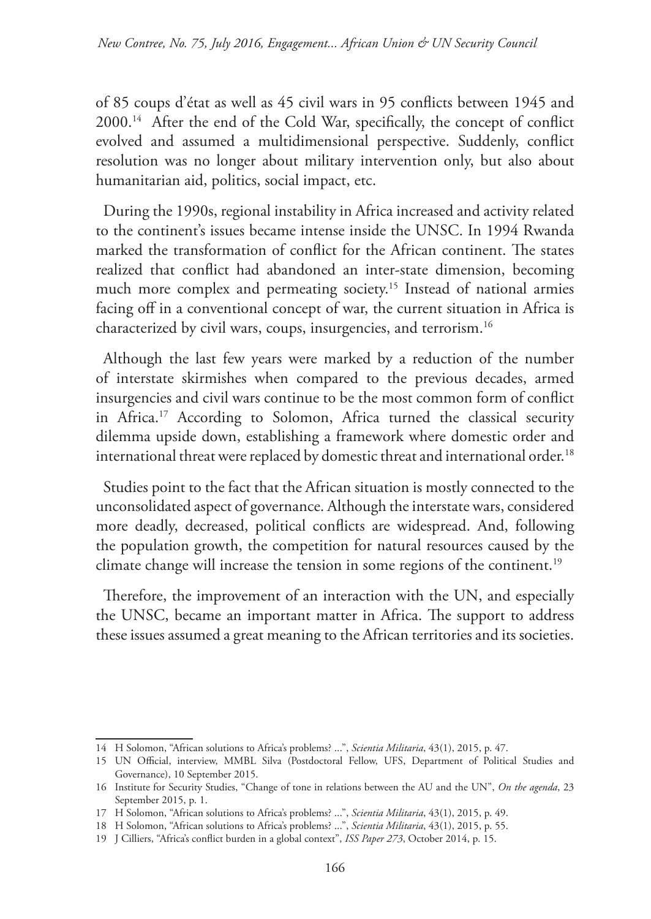of 85 coups d'état as well as 45 civil wars in 95 conflicts between 1945 and 2000.[14] After the end of the Cold War, specifically, the concept of conflict evolved and assumed a multidimensional perspective. Suddenly, conflict resolution was no longer about military intervention only, but also about humanitarian aid, politics, social impact, etc.

During the 1990s, regional instability in Africa increased and activity related to the continent's issues became intense inside the UNSC. In 1994 Rwanda marked the transformation of conflict for the African continent. The states realized that conflict had abandoned an inter-state dimension, becoming much more complex and permeating society.[15] Instead of national armies facing off in a conventional concept of war, the current situation in Africa is characterized by civil wars, coups, insurgencies, and terrorism.[16]

Although the last few years were marked by a reduction of the number of interstate skirmishes when compared to the previous decades, armed insurgencies and civil wars continue to be the most common form of conflict in Africa.[17] According to Solomon, Africa turned the classical security dilemma upside down, establishing a framework where domestic order and international threat were replaced by domestic threat and international order.[18]

Studies point to the fact that the African situation is mostly connected to the unconsolidated aspect of governance. Although the interstate wars, considered more deadly, decreased, political conflicts are widespread. And, following the population growth, the competition for natural resources caused by the climate change will increase the tension in some regions of the continent.[19]

Therefore, the improvement of an interaction with the UN, and especially the UNSC, became an important matter in Africa. The support to address these issues assumed a great meaning to the African territories and its societies.

---

14 H Solomon, "African solutions to Africa's problems? ...", *Scientia Militaria*, 43(1), 2015, p. 47.

15 UN Official, interview, MMBL Silva (Postdoctoral Fellow, UFS, Department of Political Studies and Governance), 10 September 2015.

16 Institute for Security Studies, "Change of tone in relations between the AU and the UN", *On the agenda*, 23 September 2015, p. 1.

17 H Solomon, "African solutions to Africa's problems? ...", *Scientia Militaria*, 43(1), 2015, p. 49.

18 H Solomon, "African solutions to Africa's problems? ...", *Scientia Militaria*, 43(1), 2015, p. 55.

19 J Cilliers, "Africa's conflict burden in a global context", *ISS Paper 273*, October 2014, p. 15.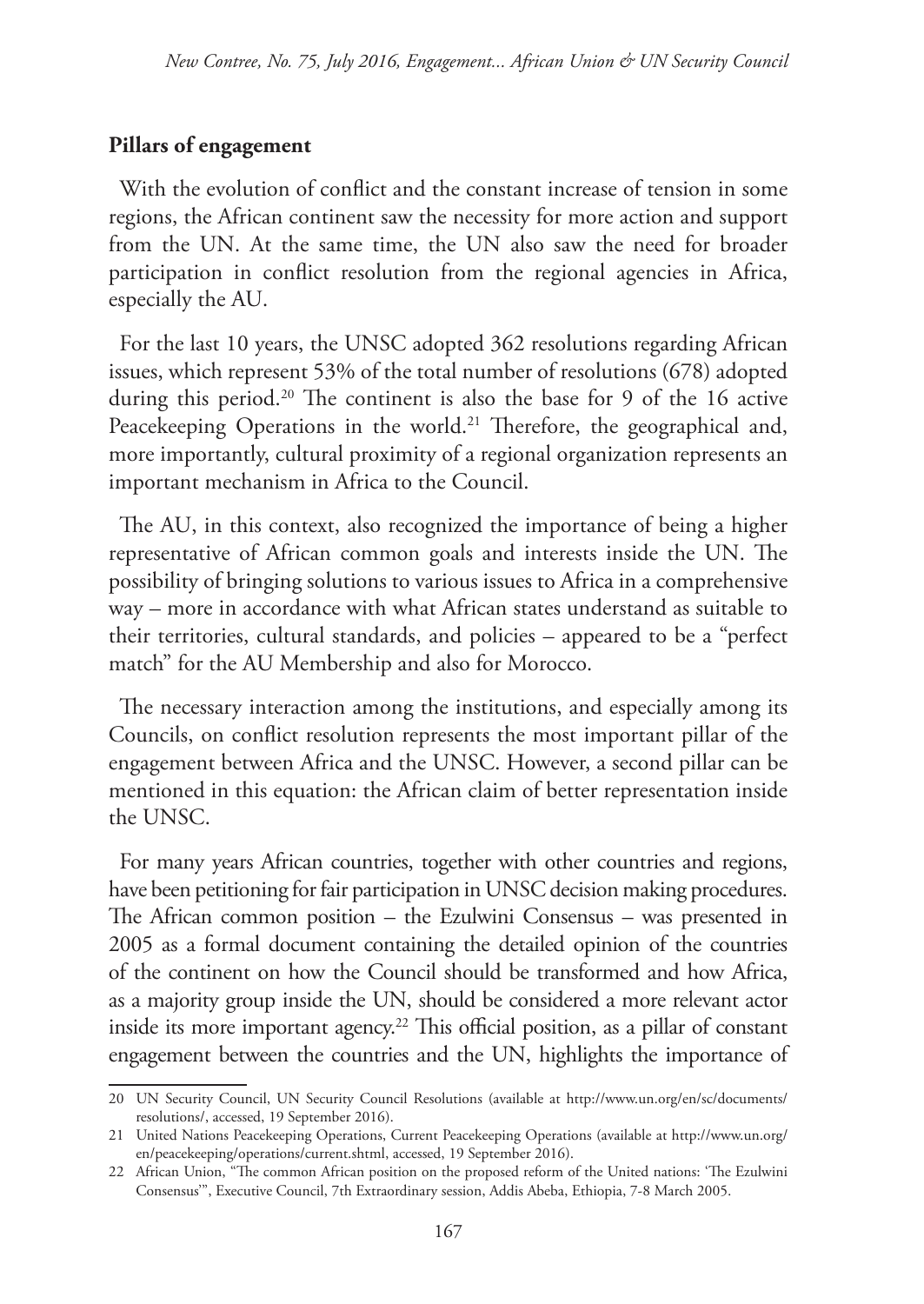**Pillars of engagement**

With the evolution of conflict and the constant increase of tension in some regions, the African continent saw the necessity for more action and support from the UN. At the same time, the UN also saw the need for broader participation in conflict resolution from the regional agencies in Africa, especially the AU.

For the last 10 years, the UNSC adopted 362 resolutions regarding African issues, which represent 53% of the total number of resolutions (678) adopted during this period.[20] The continent is also the base for 9 of the 16 active Peacekeeping Operations in the world.[21] Therefore, the geographical and, more importantly, cultural proximity of a regional organization represents an important mechanism in Africa to the Council.

The AU, in this context, also recognized the importance of being a higher representative of African common goals and interests inside the UN. The possibility of bringing solutions to various issues to Africa in a comprehensive way – more in accordance with what African states understand as suitable to their territories, cultural standards, and policies – appeared to be a "perfect match" for the AU Membership and also for Morocco.

The necessary interaction among the institutions, and especially among its Councils, on conflict resolution represents the most important pillar of the engagement between Africa and the UNSC. However, a second pillar can be mentioned in this equation: the African claim of better representation inside the UNSC.

For many years African countries, together with other countries and regions, have been petitioning for fair participation in UNSC decision making procedures. The African common position – the Ezulwini Consensus – was presented in 2005 as a formal document containing the detailed opinion of the countries of the continent on how the Council should be transformed and how Africa, as a majority group inside the UN, should be considered a more relevant actor inside its more important agency.[22] This official position, as a pillar of constant engagement between the countries and the UN, highlights the importance of

---

20 UN Security Council, UN Security Council Resolutions (available at http://www.un.org/en/sc/documents/resolutions/, accessed, 19 September 2016).

21 United Nations Peacekeeping Operations, Current Peacekeeping Operations (available at http://www.un.org/en/peacekeeping/operations/current.shtml, accessed, 19 September 2016).

22 African Union, "The common African position on the proposed reform of the United nations: 'The Ezulwini Consensus'", Executive Council, 7th Extraordinary session, Addis Abeba, Ethiopia, 7-8 March 2005.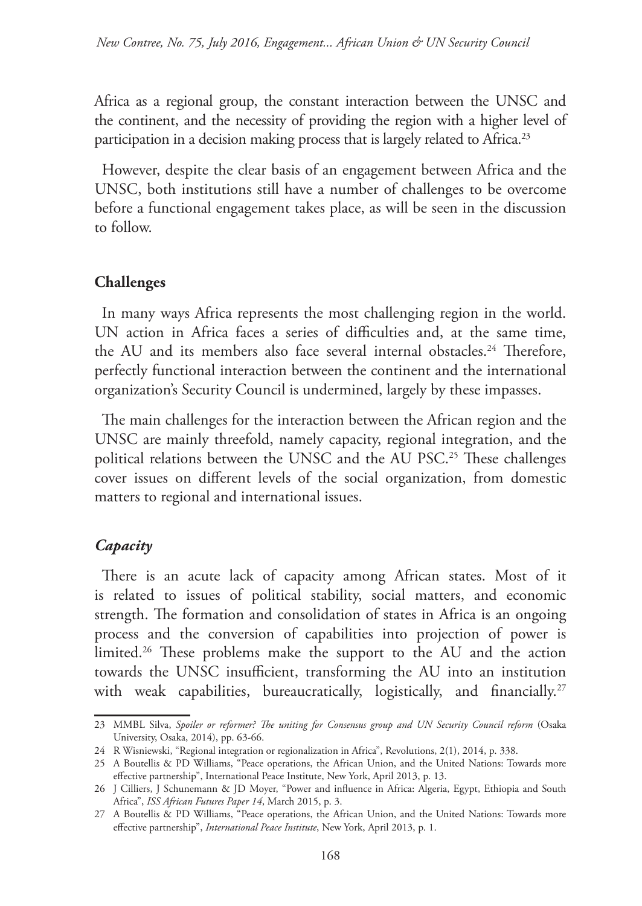Africa as a regional group, the constant interaction between the UNSC and the continent, and the necessity of providing the region with a higher level of participation in a decision making process that is largely related to Africa.[23]

However, despite the clear basis of an engagement between Africa and the UNSC, both institutions still have a number of challenges to be overcome before a functional engagement takes place, as will be seen in the discussion to follow.

## Challenges

In many ways Africa represents the most challenging region in the world. UN action in Africa faces a series of difficulties and, at the same time, the AU and its members also face several internal obstacles.[24] Therefore, perfectly functional interaction between the continent and the international organization's Security Council is undermined, largely by these impasses.

The main challenges for the interaction between the African region and the UNSC are mainly threefold, namely capacity, regional integration, and the political relations between the UNSC and the AU PSC.[25] These challenges cover issues on different levels of the social organization, from domestic matters to regional and international issues.

### *Capacity*

There is an acute lack of capacity among African states. Most of it is related to issues of political stability, social matters, and economic strength. The formation and consolidation of states in Africa is an ongoing process and the conversion of capabilities into projection of power is limited.[26] These problems make the support to the AU and the action towards the UNSC insufficient, transforming the AU into an institution with weak capabilities, bureaucratically, logistically, and financially.[27]

---

23 MMBL Silva, *Spoiler or reformer? The uniting for Consensus group and UN Security Council reform* (Osaka University, Osaka, 2014), pp. 63-66.

24 R Wisniewski, "Regional integration or regionalization in Africa", Revolutions, 2(1), 2014, p. 338.

25 A Boutellis & PD Williams, "Peace operations, the African Union, and the United Nations: Towards more effective partnership", International Peace Institute, New York, April 2013, p. 13.

26 J Cilliers, J Schunemann & JD Moyer, "Power and influence in Africa: Algeria, Egypt, Ethiopia and South Africa", *ISS African Futures Paper 14*, March 2015, p. 3.

27 A Boutellis & PD Williams, "Peace operations, the African Union, and the United Nations: Towards more effective partnership", *International Peace Institute*, New York, April 2013, p. 1.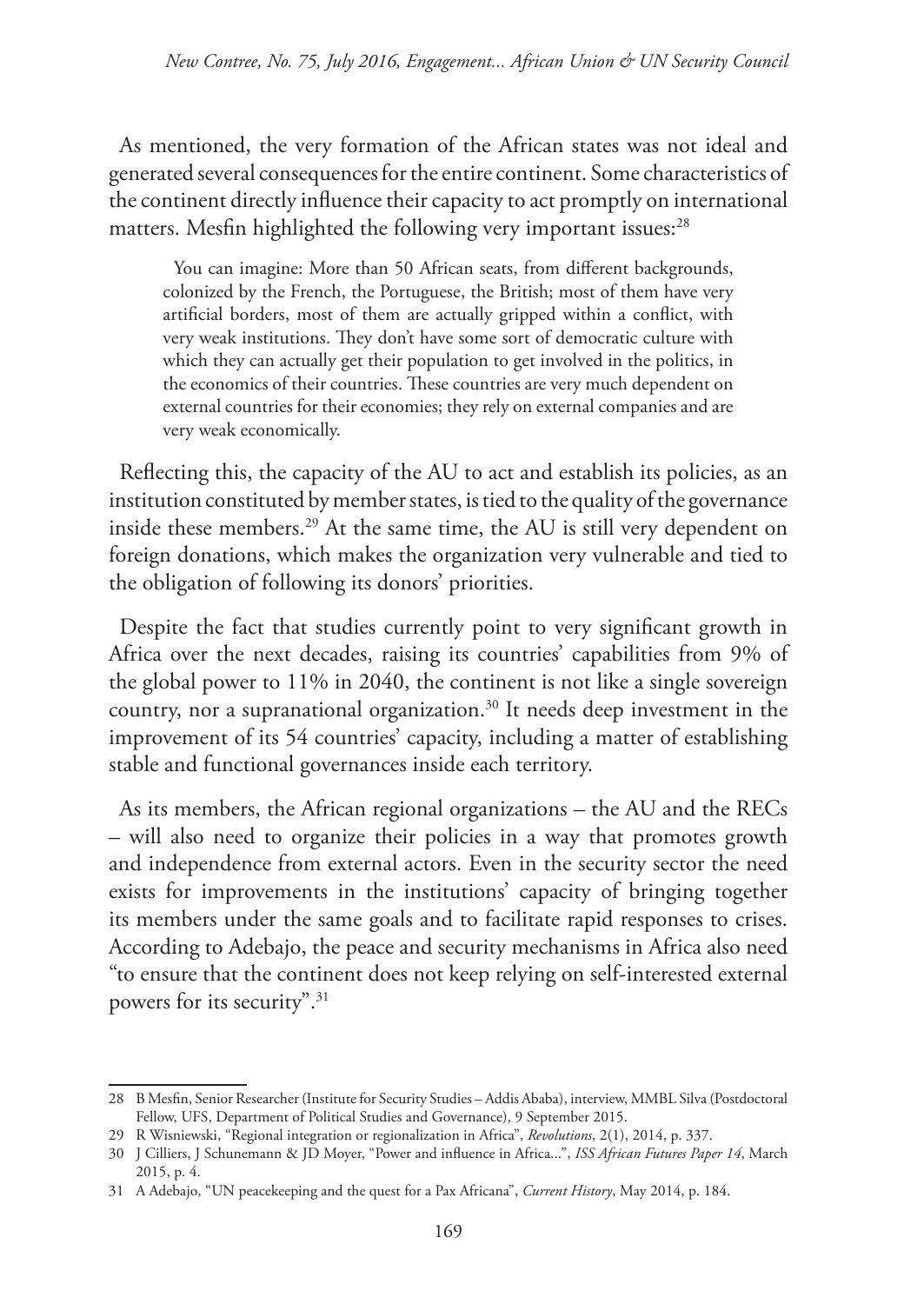As mentioned, the very formation of the African states was not ideal and generated several consequences for the entire continent. Some characteristics of the continent directly influence their capacity to act promptly on international matters. Mesfin highlighted the following very important issues:[28]

> You can imagine: More than 50 African seats, from different backgrounds, colonized by the French, the Portuguese, the British; most of them have very artificial borders, most of them are actually gripped within a conflict, with very weak institutions. They don't have some sort of democratic culture with which they can actually get their population to get involved in the politics, in the economics of their countries. These countries are very much dependent on external countries for their economies; they rely on external companies and are very weak economically.

Reflecting this, the capacity of the AU to act and establish its policies, as an institution constituted by member states, is tied to the quality of the governance inside these members.[29] At the same time, the AU is still very dependent on foreign donations, which makes the organization very vulnerable and tied to the obligation of following its donors' priorities.

Despite the fact that studies currently point to very significant growth in Africa over the next decades, raising its countries' capabilities from 9% of the global power to 11% in 2040, the continent is not like a single sovereign country, nor a supranational organization.[30] It needs deep investment in the improvement of its 54 countries' capacity, including a matter of establishing stable and functional governances inside each territory.

As its members, the African regional organizations – the AU and the RECs – will also need to organize their policies in a way that promotes growth and independence from external actors. Even in the security sector the need exists for improvements in the institutions' capacity of bringing together its members under the same goals and to facilitate rapid responses to crises. According to Adebajo, the peace and security mechanisms in Africa also need "to ensure that the continent does not keep relying on self-interested external powers for its security".[31]

---

28 B Mesfin, Senior Researcher (Institute for Security Studies – Addis Ababa), interview, MMBL Silva (Postdoctoral Fellow, UFS, Department of Political Studies and Governance), 9 September 2015.

29 R Wisniewski, "Regional integration or regionalization in Africa", *Revolutions*, 2(1), 2014, p. 337.

30 J Cilliers, J Schunemann & JD Moyer, "Power and influence in Africa...", *ISS African Futures Paper 14*, March 2015, p. 4.

31 A Adebajo, "UN peacekeeping and the quest for a Pax Africana", *Current History*, May 2014, p. 184.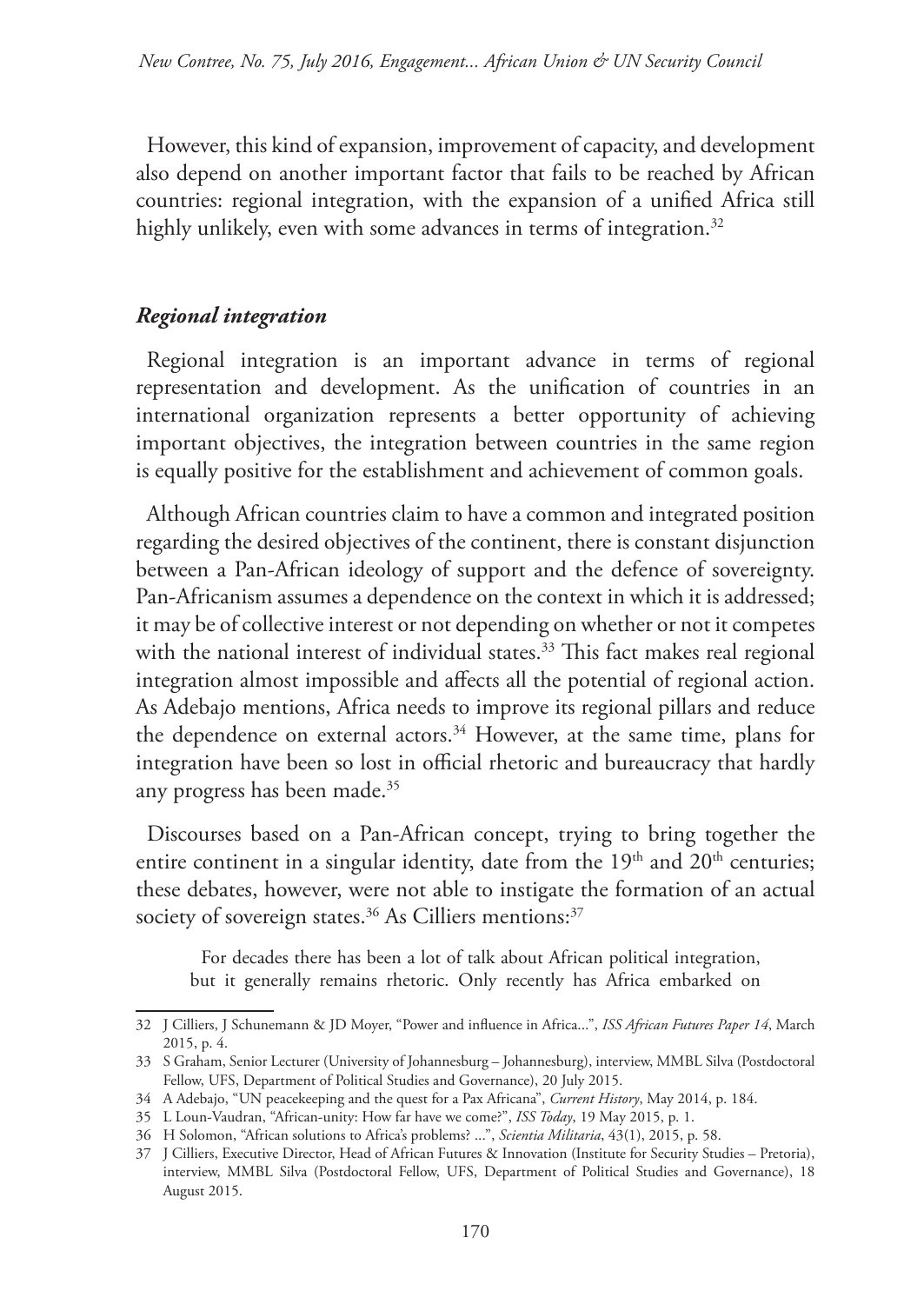However, this kind of expansion, improvement of capacity, and development also depend on another important factor that fails to be reached by African countries: regional integration, with the expansion of a unified Africa still highly unlikely, even with some advances in terms of integration.[32]

### *Regional integration*

Regional integration is an important advance in terms of regional representation and development. As the unification of countries in an international organization represents a better opportunity of achieving important objectives, the integration between countries in the same region is equally positive for the establishment and achievement of common goals.

Although African countries claim to have a common and integrated position regarding the desired objectives of the continent, there is constant disjunction between a Pan-African ideology of support and the defence of sovereignty. Pan-Africanism assumes a dependence on the context in which it is addressed; it may be of collective interest or not depending on whether or not it competes with the national interest of individual states.[33] This fact makes real regional integration almost impossible and affects all the potential of regional action. As Adebajo mentions, Africa needs to improve its regional pillars and reduce the dependence on external actors.[34] However, at the same time, plans for integration have been so lost in official rhetoric and bureaucracy that hardly any progress has been made.[35]

Discourses based on a Pan-African concept, trying to bring together the entire continent in a singular identity, date from the 19th and 20th centuries; these debates, however, were not able to instigate the formation of an actual society of sovereign states.[36] As Cilliers mentions:[37]

> For decades there has been a lot of talk about African political integration, but it generally remains rhetoric. Only recently has Africa embarked on

---

32 J Cilliers, J Schunemann & JD Moyer, "Power and influence in Africa...", *ISS African Futures Paper 14*, March 2015, p. 4.

33 S Graham, Senior Lecturer (University of Johannesburg – Johannesburg), interview, MMBL Silva (Postdoctoral Fellow, UFS, Department of Political Studies and Governance), 20 July 2015.

34 A Adebajo, "UN peacekeeping and the quest for a Pax Africana", *Current History*, May 2014, p. 184.

35 L Loun-Vaudran, "African-unity: How far have we come?", *ISS Today*, 19 May 2015, p. 1.

36 H Solomon, "African solutions to Africa's problems? ...", *Scientia Militaria*, 43(1), 2015, p. 58.

37 J Cilliers, Executive Director, Head of African Futures & Innovation (Institute for Security Studies – Pretoria), interview, MMBL Silva (Postdoctoral Fellow, UFS, Department of Political Studies and Governance), 18 August 2015.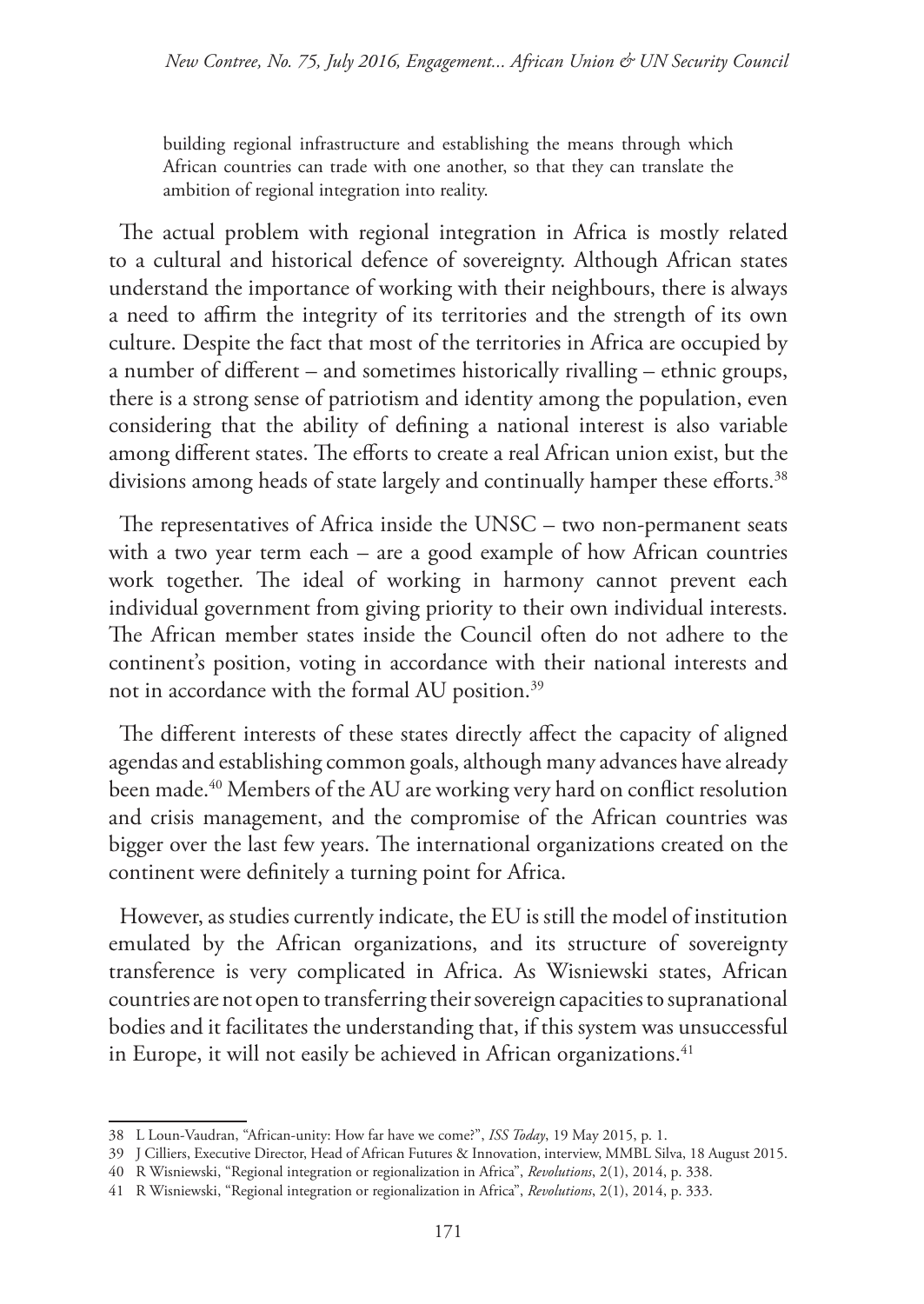building regional infrastructure and establishing the means through which African countries can trade with one another, so that they can translate the ambition of regional integration into reality.

The actual problem with regional integration in Africa is mostly related to a cultural and historical defence of sovereignty. Although African states understand the importance of working with their neighbours, there is always a need to affirm the integrity of its territories and the strength of its own culture. Despite the fact that most of the territories in Africa are occupied by a number of different – and sometimes historically rivalling – ethnic groups, there is a strong sense of patriotism and identity among the population, even considering that the ability of defining a national interest is also variable among different states. The efforts to create a real African union exist, but the divisions among heads of state largely and continually hamper these efforts.[38]

The representatives of Africa inside the UNSC – two non-permanent seats with a two year term each – are a good example of how African countries work together. The ideal of working in harmony cannot prevent each individual government from giving priority to their own individual interests. The African member states inside the Council often do not adhere to the continent's position, voting in accordance with their national interests and not in accordance with the formal AU position.[39]

The different interests of these states directly affect the capacity of aligned agendas and establishing common goals, although many advances have already been made.[40] Members of the AU are working very hard on conflict resolution and crisis management, and the compromise of the African countries was bigger over the last few years. The international organizations created on the continent were definitely a turning point for Africa.

However, as studies currently indicate, the EU is still the model of institution emulated by the African organizations, and its structure of sovereignty transference is very complicated in Africa. As Wisniewski states, African countries are not open to transferring their sovereign capacities to supranational bodies and it facilitates the understanding that, if this system was unsuccessful in Europe, it will not easily be achieved in African organizations.[41]

---

38 L Loun-Vaudran, "African-unity: How far have we come?", *ISS Today*, 19 May 2015, p. 1.

39 J Cilliers, Executive Director, Head of African Futures & Innovation, interview, MMBL Silva, 18 August 2015.

40 R Wisniewski, "Regional integration or regionalization in Africa", *Revolutions*, 2(1), 2014, p. 338.

41 R Wisniewski, "Regional integration or regionalization in Africa", *Revolutions*, 2(1), 2014, p. 333.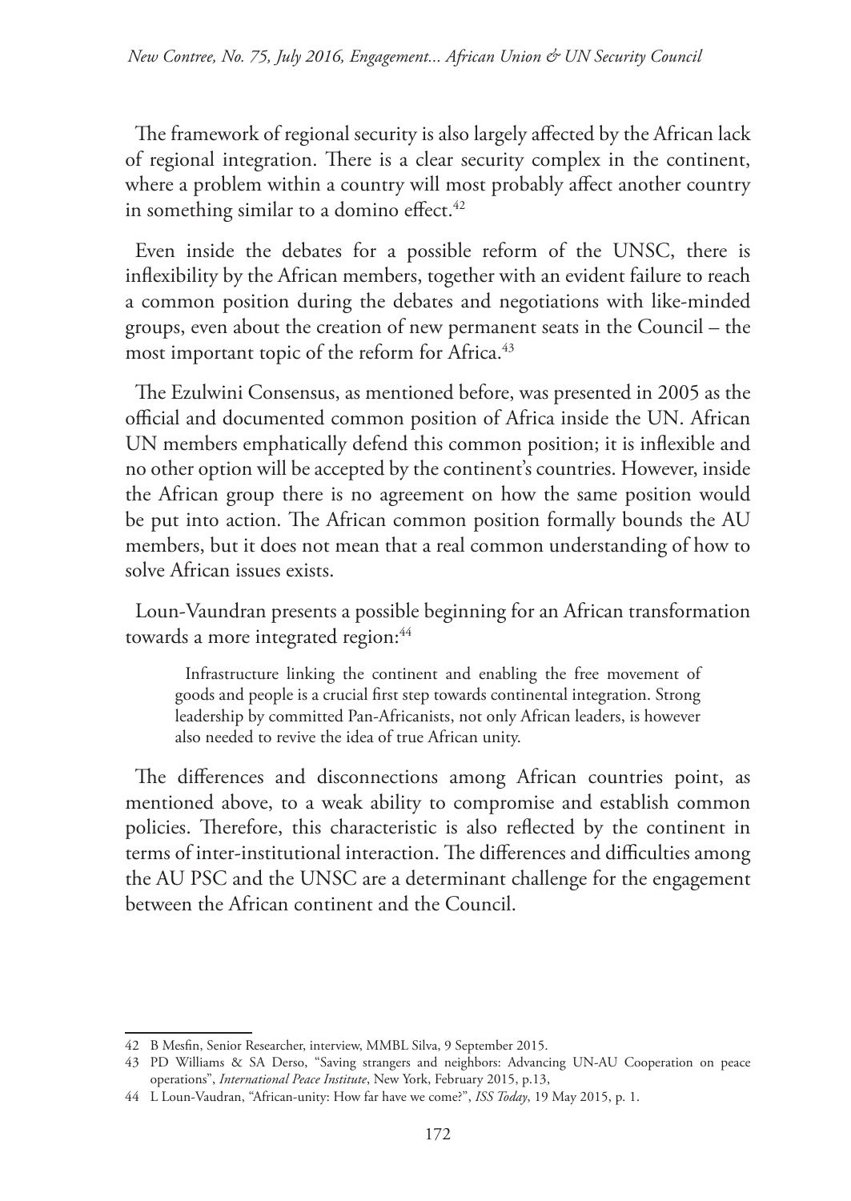The framework of regional security is also largely affected by the African lack of regional integration. There is a clear security complex in the continent, where a problem within a country will most probably affect another country in something similar to a domino effect.[42]

Even inside the debates for a possible reform of the UNSC, there is inflexibility by the African members, together with an evident failure to reach a common position during the debates and negotiations with like-minded groups, even about the creation of new permanent seats in the Council – the most important topic of the reform for Africa.[43]

The Ezulwini Consensus, as mentioned before, was presented in 2005 as the official and documented common position of Africa inside the UN. African UN members emphatically defend this common position; it is inflexible and no other option will be accepted by the continent's countries. However, inside the African group there is no agreement on how the same position would be put into action. The African common position formally bounds the AU members, but it does not mean that a real common understanding of how to solve African issues exists.

Loun-Vaundran presents a possible beginning for an African transformation towards a more integrated region:[44]

> Infrastructure linking the continent and enabling the free movement of goods and people is a crucial first step towards continental integration. Strong leadership by committed Pan-Africanists, not only African leaders, is however also needed to revive the idea of true African unity.

The differences and disconnections among African countries point, as mentioned above, to a weak ability to compromise and establish common policies. Therefore, this characteristic is also reflected by the continent in terms of inter-institutional interaction. The differences and difficulties among the AU PSC and the UNSC are a determinant challenge for the engagement between the African continent and the Council.

---

42 B Mesfin, Senior Researcher, interview, MMBL Silva, 9 September 2015.

43 PD Williams & SA Derso, "Saving strangers and neighbors: Advancing UN-AU Cooperation on peace operations", *International Peace Institute*, New York, February 2015, p.13,

44 L Loun-Vaudran, "African-unity: How far have we come?", *ISS Today*, 19 May 2015, p. 1.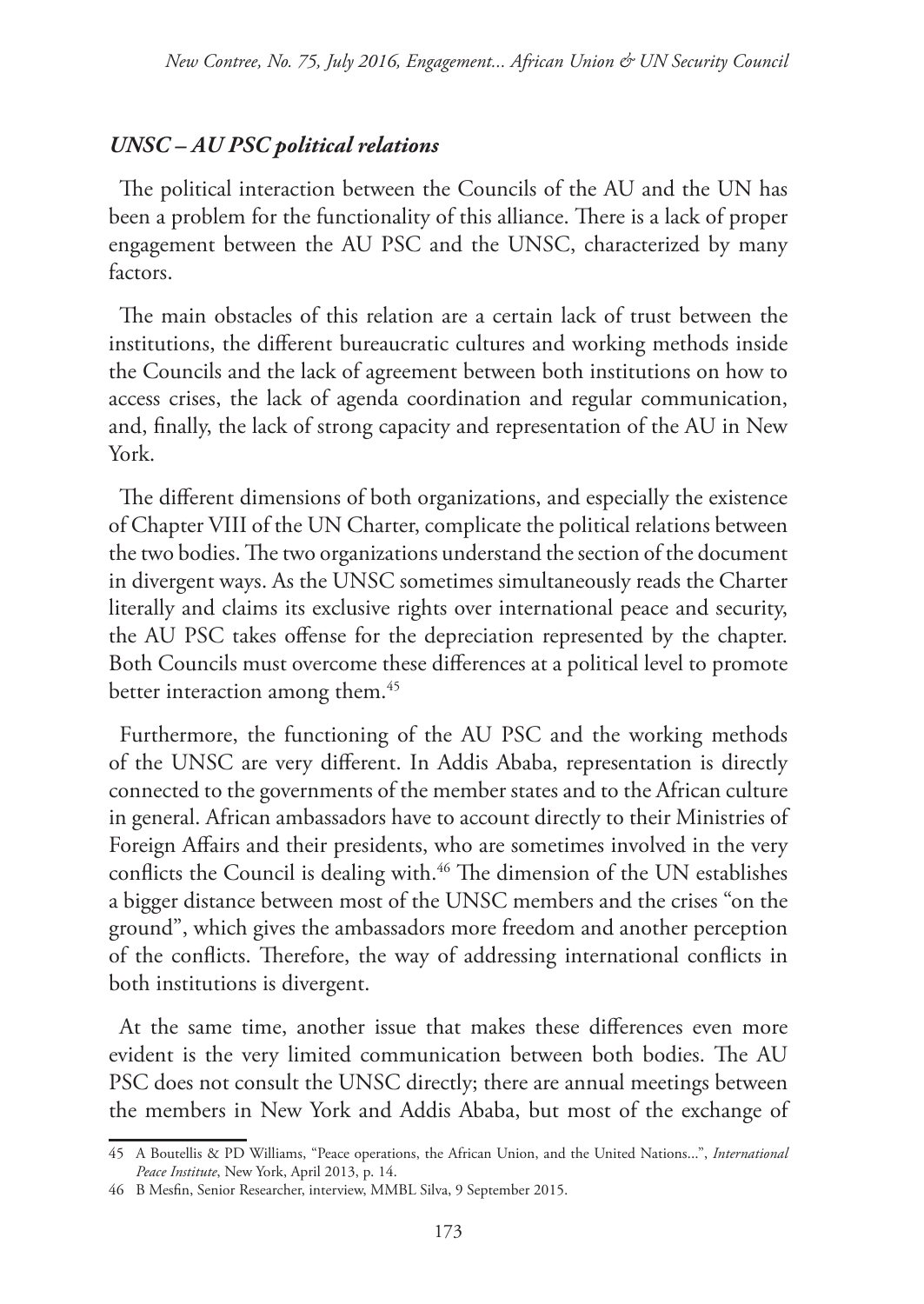### *UNSC – AU PSC political relations*

The political interaction between the Councils of the AU and the UN has been a problem for the functionality of this alliance. There is a lack of proper engagement between the AU PSC and the UNSC, characterized by many factors.

The main obstacles of this relation are a certain lack of trust between the institutions, the different bureaucratic cultures and working methods inside the Councils and the lack of agreement between both institutions on how to access crises, the lack of agenda coordination and regular communication, and, finally, the lack of strong capacity and representation of the AU in New York.

The different dimensions of both organizations, and especially the existence of Chapter VIII of the UN Charter, complicate the political relations between the two bodies. The two organizations understand the section of the document in divergent ways. As the UNSC sometimes simultaneously reads the Charter literally and claims its exclusive rights over international peace and security, the AU PSC takes offense for the depreciation represented by the chapter. Both Councils must overcome these differences at a political level to promote better interaction among them.[45]

Furthermore, the functioning of the AU PSC and the working methods of the UNSC are very different. In Addis Ababa, representation is directly connected to the governments of the member states and to the African culture in general. African ambassadors have to account directly to their Ministries of Foreign Affairs and their presidents, who are sometimes involved in the very conflicts the Council is dealing with.[46] The dimension of the UN establishes a bigger distance between most of the UNSC members and the crises "on the ground", which gives the ambassadors more freedom and another perception of the conflicts. Therefore, the way of addressing international conflicts in both institutions is divergent.

At the same time, another issue that makes these differences even more evident is the very limited communication between both bodies. The AU PSC does not consult the UNSC directly; there are annual meetings between the members in New York and Addis Ababa, but most of the exchange of

---

45 A Boutellis & PD Williams, "Peace operations, the African Union, and the United Nations...", *International Peace Institute*, New York, April 2013, p. 14.

46 B Mesfin, Senior Researcher, interview, MMBL Silva, 9 September 2015.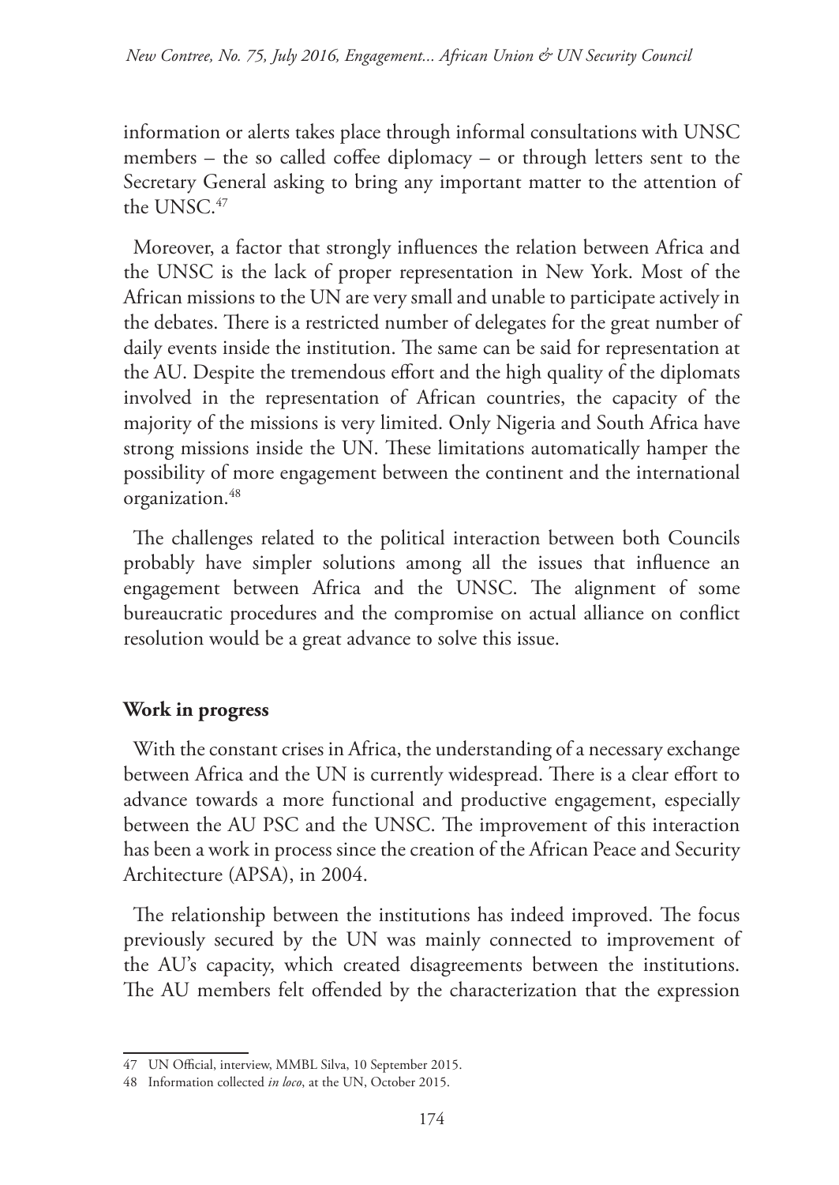information or alerts takes place through informal consultations with UNSC members – the so called coffee diplomacy – or through letters sent to the Secretary General asking to bring any important matter to the attention of the UNSC.[47]

Moreover, a factor that strongly influences the relation between Africa and the UNSC is the lack of proper representation in New York. Most of the African missions to the UN are very small and unable to participate actively in the debates. There is a restricted number of delegates for the great number of daily events inside the institution. The same can be said for representation at the AU. Despite the tremendous effort and the high quality of the diplomats involved in the representation of African countries, the capacity of the majority of the missions is very limited. Only Nigeria and South Africa have strong missions inside the UN. These limitations automatically hamper the possibility of more engagement between the continent and the international organization.[48]

The challenges related to the political interaction between both Councils probably have simpler solutions among all the issues that influence an engagement between Africa and the UNSC. The alignment of some bureaucratic procedures and the compromise on actual alliance on conflict resolution would be a great advance to solve this issue.

**Work in progress**

With the constant crises in Africa, the understanding of a necessary exchange between Africa and the UN is currently widespread. There is a clear effort to advance towards a more functional and productive engagement, especially between the AU PSC and the UNSC. The improvement of this interaction has been a work in process since the creation of the African Peace and Security Architecture (APSA), in 2004.

The relationship between the institutions has indeed improved. The focus previously secured by the UN was mainly connected to improvement of the AU's capacity, which created disagreements between the institutions. The AU members felt offended by the characterization that the expression

47 UN Official, interview, MMBL Silva, 10 September 2015.

48 Information collected *in loco*, at the UN, October 2015.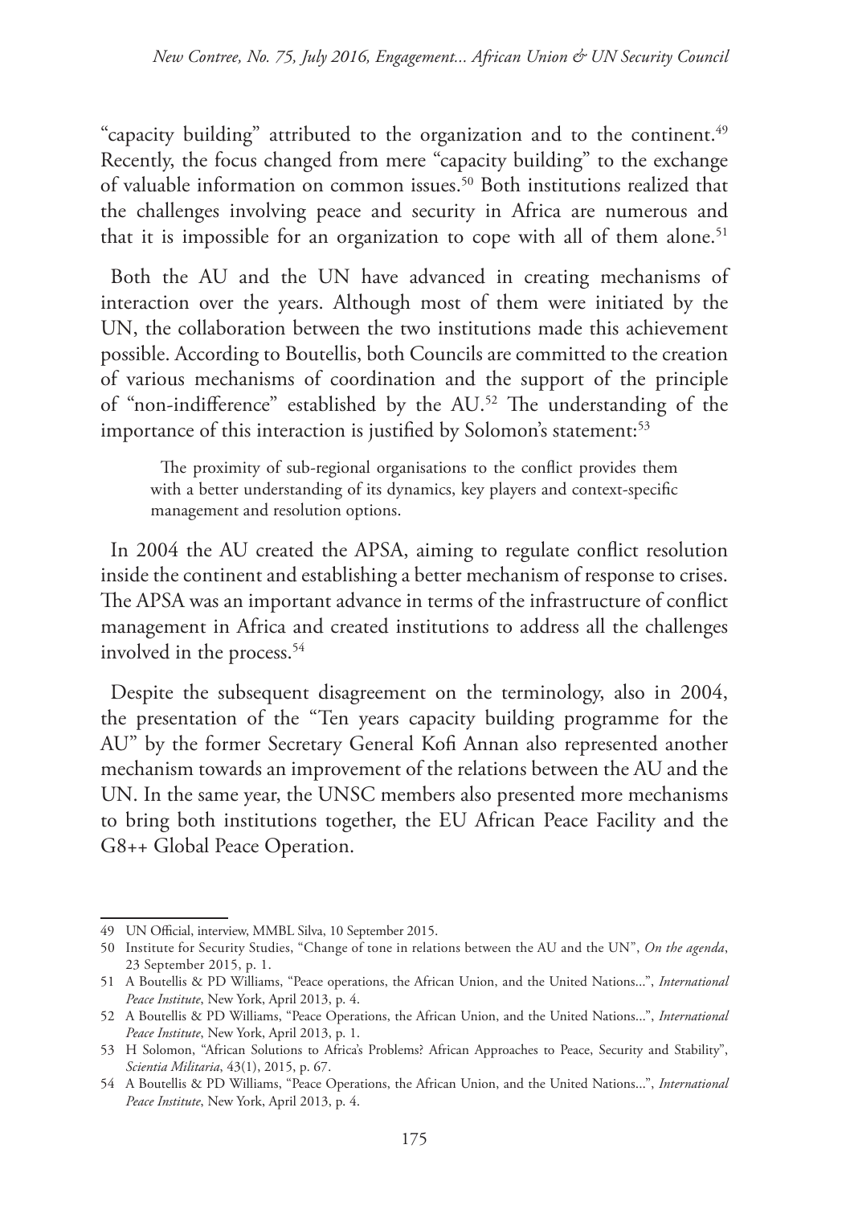"capacity building" attributed to the organization and to the continent.[49] Recently, the focus changed from mere "capacity building" to the exchange of valuable information on common issues.[50] Both institutions realized that the challenges involving peace and security in Africa are numerous and that it is impossible for an organization to cope with all of them alone.[51]

Both the AU and the UN have advanced in creating mechanisms of interaction over the years. Although most of them were initiated by the UN, the collaboration between the two institutions made this achievement possible. According to Boutellis, both Councils are committed to the creation of various mechanisms of coordination and the support of the principle of "non-indifference" established by the AU.[52] The understanding of the importance of this interaction is justified by Solomon's statement:[53]

> The proximity of sub-regional organisations to the conflict provides them with a better understanding of its dynamics, key players and context-specific management and resolution options.

In 2004 the AU created the APSA, aiming to regulate conflict resolution inside the continent and establishing a better mechanism of response to crises. The APSA was an important advance in terms of the infrastructure of conflict management in Africa and created institutions to address all the challenges involved in the process.[54]

Despite the subsequent disagreement on the terminology, also in 2004, the presentation of the "Ten years capacity building programme for the AU" by the former Secretary General Kofi Annan also represented another mechanism towards an improvement of the relations between the AU and the UN. In the same year, the UNSC members also presented more mechanisms to bring both institutions together, the EU African Peace Facility and the G8++ Global Peace Operation.

---

49 UN Official, interview, MMBL Silva, 10 September 2015.

50 Institute for Security Studies, "Change of tone in relations between the AU and the UN", *On the agenda*, 23 September 2015, p. 1.

51 A Boutellis & PD Williams, "Peace operations, the African Union, and the United Nations...", *International Peace Institute*, New York, April 2013, p. 4.

52 A Boutellis & PD Williams, "Peace Operations, the African Union, and the United Nations...", *International Peace Institute*, New York, April 2013, p. 1.

53 H Solomon, "African Solutions to Africa's Problems? African Approaches to Peace, Security and Stability", *Scientia Militaria*, 43(1), 2015, p. 67.

54 A Boutellis & PD Williams, "Peace Operations, the African Union, and the United Nations...", *International Peace Institute*, New York, April 2013, p. 4.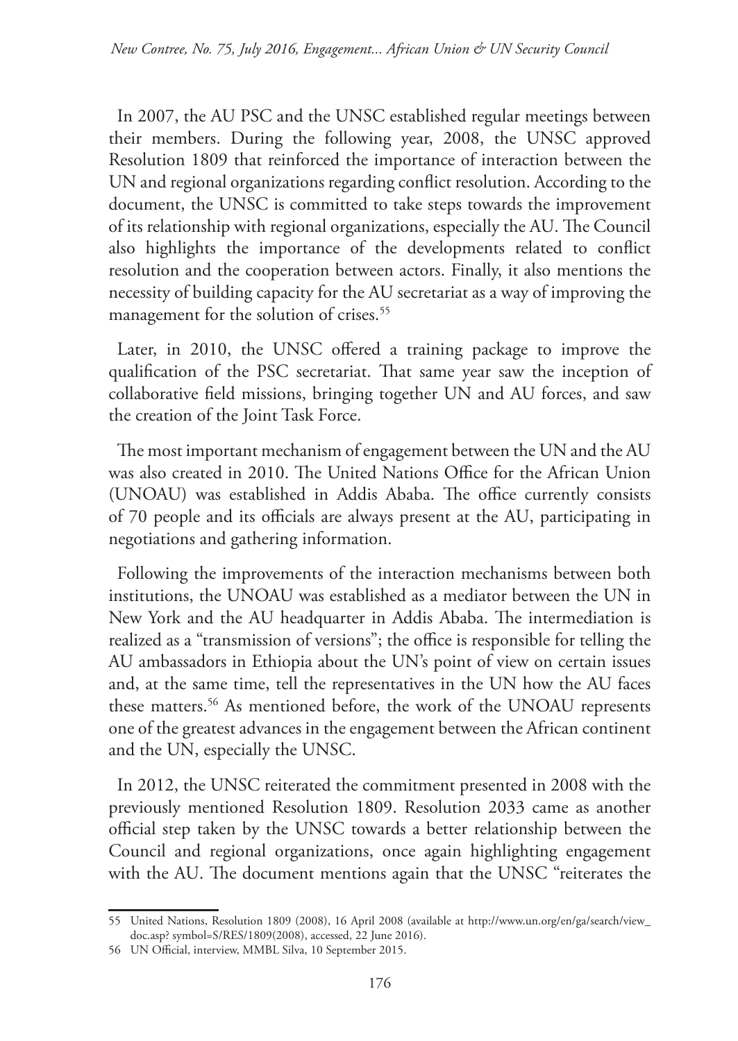In 2007, the AU PSC and the UNSC established regular meetings between their members. During the following year, 2008, the UNSC approved Resolution 1809 that reinforced the importance of interaction between the UN and regional organizations regarding conflict resolution. According to the document, the UNSC is committed to take steps towards the improvement of its relationship with regional organizations, especially the AU. The Council also highlights the importance of the developments related to conflict resolution and the cooperation between actors. Finally, it also mentions the necessity of building capacity for the AU secretariat as a way of improving the management for the solution of crises.[55]

Later, in 2010, the UNSC offered a training package to improve the qualification of the PSC secretariat. That same year saw the inception of collaborative field missions, bringing together UN and AU forces, and saw the creation of the Joint Task Force.

The most important mechanism of engagement between the UN and the AU was also created in 2010. The United Nations Office for the African Union (UNOAU) was established in Addis Ababa. The office currently consists of 70 people and its officials are always present at the AU, participating in negotiations and gathering information.

Following the improvements of the interaction mechanisms between both institutions, the UNOAU was established as a mediator between the UN in New York and the AU headquarter in Addis Ababa. The intermediation is realized as a "transmission of versions"; the office is responsible for telling the AU ambassadors in Ethiopia about the UN's point of view on certain issues and, at the same time, tell the representatives in the UN how the AU faces these matters.[56] As mentioned before, the work of the UNOAU represents one of the greatest advances in the engagement between the African continent and the UN, especially the UNSC.

In 2012, the UNSC reiterated the commitment presented in 2008 with the previously mentioned Resolution 1809. Resolution 2033 came as another official step taken by the UNSC towards a better relationship between the Council and regional organizations, once again highlighting engagement with the AU. The document mentions again that the UNSC "reiterates the

---

55 United Nations, Resolution 1809 (2008), 16 April 2008 (available at http://www.un.org/en/ga/search/view_doc.asp? symbol=S/RES/1809(2008), accessed, 22 June 2016).

56 UN Official, interview, MMBL Silva, 10 September 2015.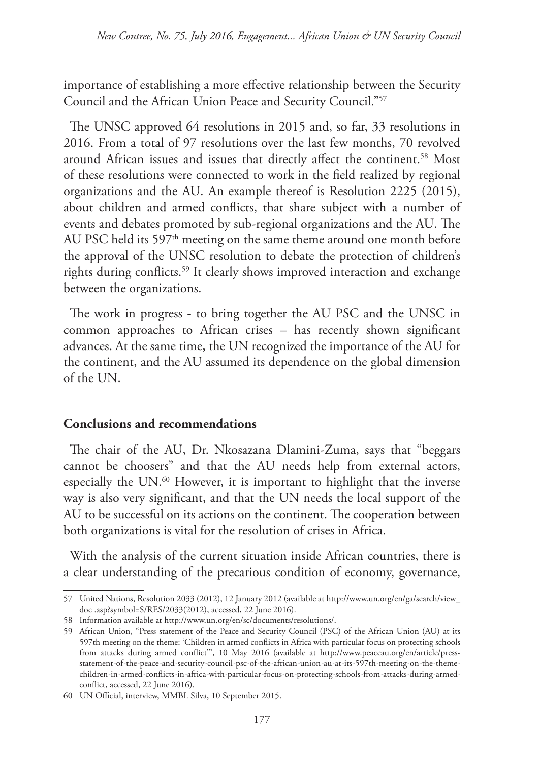importance of establishing a more effective relationship between the Security Council and the African Union Peace and Security Council."[57]

The UNSC approved 64 resolutions in 2015 and, so far, 33 resolutions in 2016. From a total of 97 resolutions over the last few months, 70 revolved around African issues and issues that directly affect the continent.[58] Most of these resolutions were connected to work in the field realized by regional organizations and the AU. An example thereof is Resolution 2225 (2015), about children and armed conflicts, that share subject with a number of events and debates promoted by sub-regional organizations and the AU. The AU PSC held its 597th meeting on the same theme around one month before the approval of the UNSC resolution to debate the protection of children's rights during conflicts.[59] It clearly shows improved interaction and exchange between the organizations.

The work in progress - to bring together the AU PSC and the UNSC in common approaches to African crises – has recently shown significant advances. At the same time, the UN recognized the importance of the AU for the continent, and the AU assumed its dependence on the global dimension of the UN.

**Conclusions and recommendations**

The chair of the AU, Dr. Nkosazana Dlamini-Zuma, says that "beggars cannot be choosers" and that the AU needs help from external actors, especially the UN.[60] However, it is important to highlight that the inverse way is also very significant, and that the UN needs the local support of the AU to be successful on its actions on the continent. The cooperation between both organizations is vital for the resolution of crises in Africa.

With the analysis of the current situation inside African countries, there is a clear understanding of the precarious condition of economy, governance,

---

57 United Nations, Resolution 2033 (2012), 12 January 2012 (available at http://www.un.org/en/ga/search/view_doc .asp?symbol=S/RES/2033(2012), accessed, 22 June 2016).

58 Information available at http://www.un.org/en/sc/documents/resolutions/.

59 African Union, "Press statement of the Peace and Security Council (PSC) of the African Union (AU) at its 597th meeting on the theme: 'Children in armed conflicts in Africa with particular focus on protecting schools from attacks during armed conflict'", 10 May 2016 (available at http://www.peaceau.org/en/article/press-statement-of-the-peace-and-security-council-psc-of-the-african-union-au-at-its-597th-meeting-on-the-theme-children-in-armed-conflicts-in-africa-with-particular-focus-on-protecting-schools-from-attacks-during-armed-conflict, accessed, 22 June 2016).

60 UN Official, interview, MMBL Silva, 10 September 2015.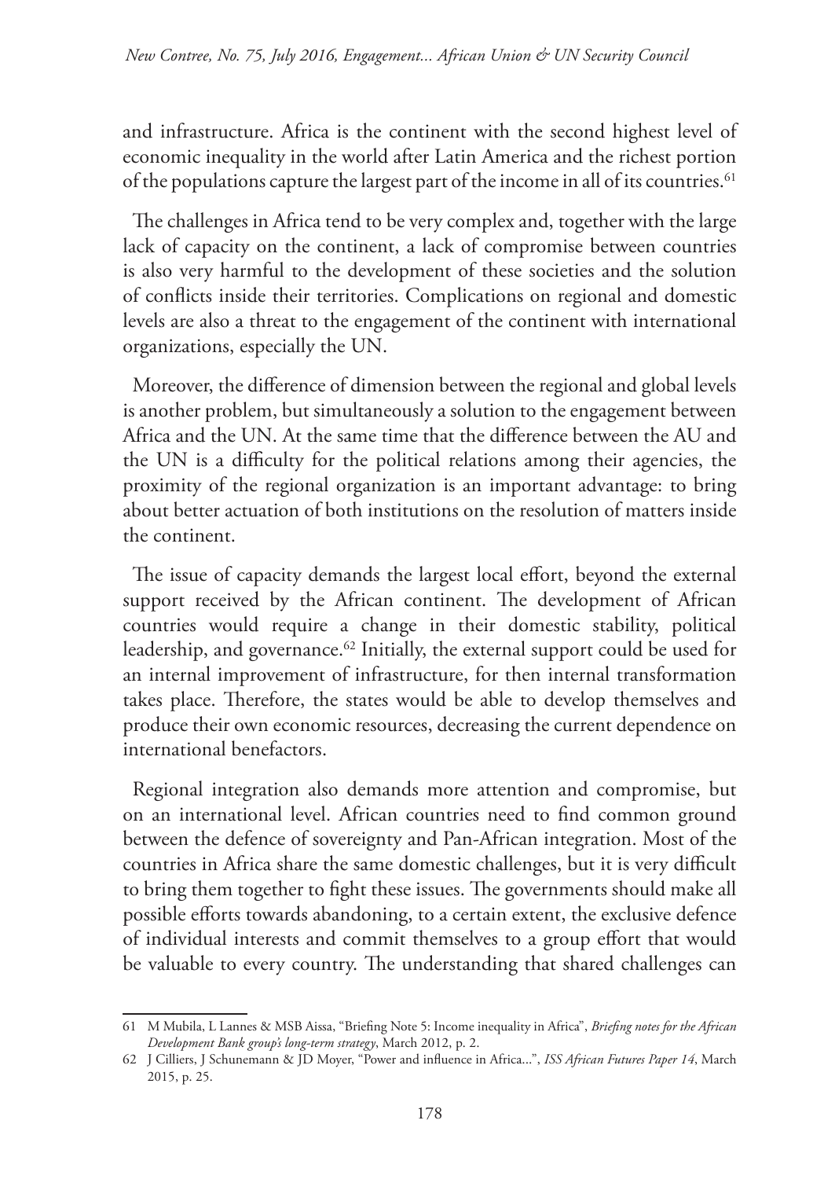and infrastructure. Africa is the continent with the second highest level of economic inequality in the world after Latin America and the richest portion of the populations capture the largest part of the income in all of its countries.[61]

The challenges in Africa tend to be very complex and, together with the large lack of capacity on the continent, a lack of compromise between countries is also very harmful to the development of these societies and the solution of conflicts inside their territories. Complications on regional and domestic levels are also a threat to the engagement of the continent with international organizations, especially the UN.

Moreover, the difference of dimension between the regional and global levels is another problem, but simultaneously a solution to the engagement between Africa and the UN. At the same time that the difference between the AU and the UN is a difficulty for the political relations among their agencies, the proximity of the regional organization is an important advantage: to bring about better actuation of both institutions on the resolution of matters inside the continent.

The issue of capacity demands the largest local effort, beyond the external support received by the African continent. The development of African countries would require a change in their domestic stability, political leadership, and governance.[62] Initially, the external support could be used for an internal improvement of infrastructure, for then internal transformation takes place. Therefore, the states would be able to develop themselves and produce their own economic resources, decreasing the current dependence on international benefactors.

Regional integration also demands more attention and compromise, but on an international level. African countries need to find common ground between the defence of sovereignty and Pan-African integration. Most of the countries in Africa share the same domestic challenges, but it is very difficult to bring them together to fight these issues. The governments should make all possible efforts towards abandoning, to a certain extent, the exclusive defence of individual interests and commit themselves to a group effort that would be valuable to every country. The understanding that shared challenges can

---

61 M Mubila, L Lannes & MSB Aissa, "Briefing Note 5: Income inequality in Africa", *Briefing notes for the African Development Bank group's long-term strategy*, March 2012, p. 2.

62 J Cilliers, J Schunemann & JD Moyer, "Power and influence in Africa...", *ISS African Futures Paper 14*, March 2015, p. 25.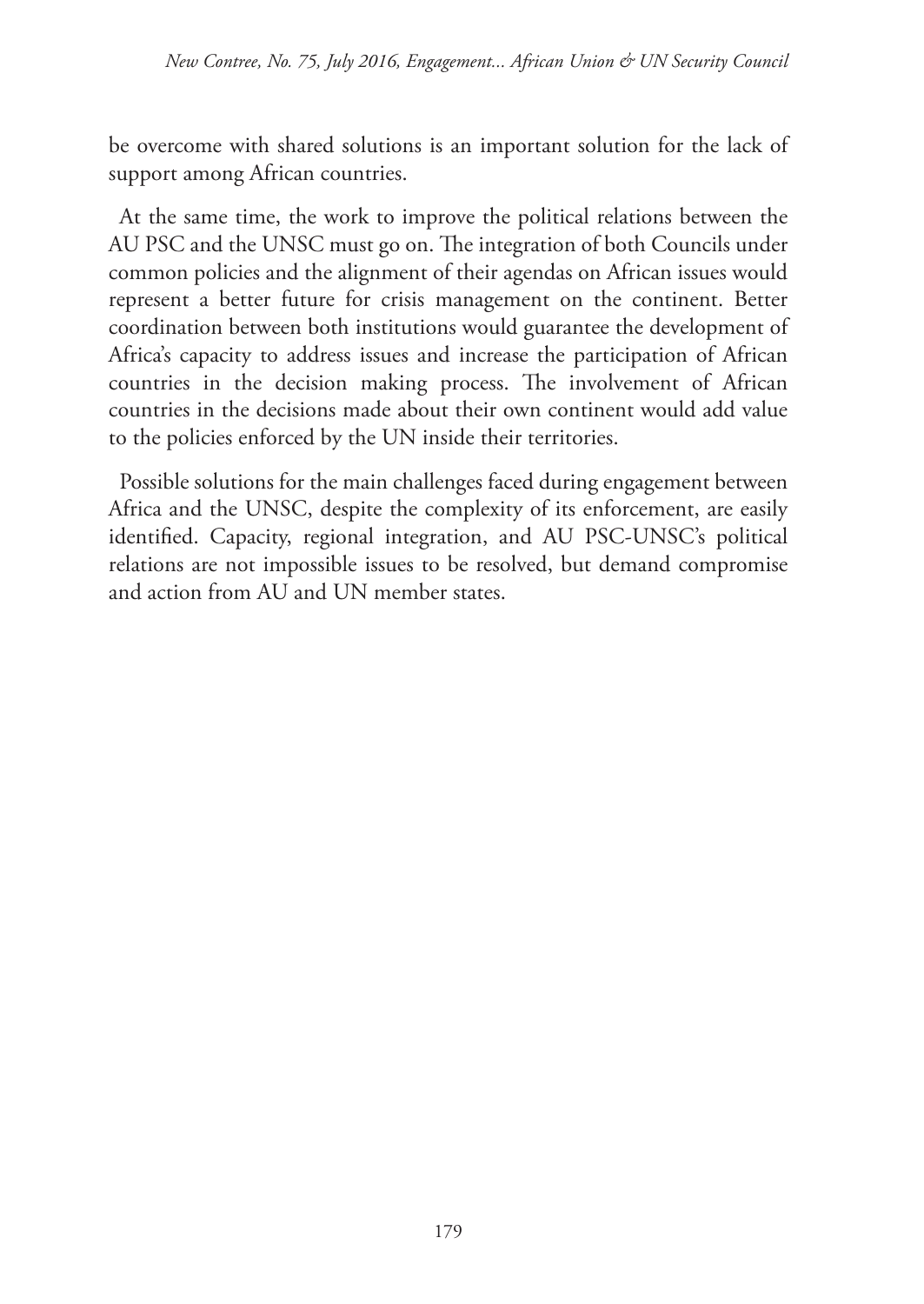be overcome with shared solutions is an important solution for the lack of support among African countries.

At the same time, the work to improve the political relations between the AU PSC and the UNSC must go on. The integration of both Councils under common policies and the alignment of their agendas on African issues would represent a better future for crisis management on the continent. Better coordination between both institutions would guarantee the development of Africa's capacity to address issues and increase the participation of African countries in the decision making process. The involvement of African countries in the decisions made about their own continent would add value to the policies enforced by the UN inside their territories.

Possible solutions for the main challenges faced during engagement between Africa and the UNSC, despite the complexity of its enforcement, are easily identified. Capacity, regional integration, and AU PSC-UNSC's political relations are not impossible issues to be resolved, but demand compromise and action from AU and UN member states.